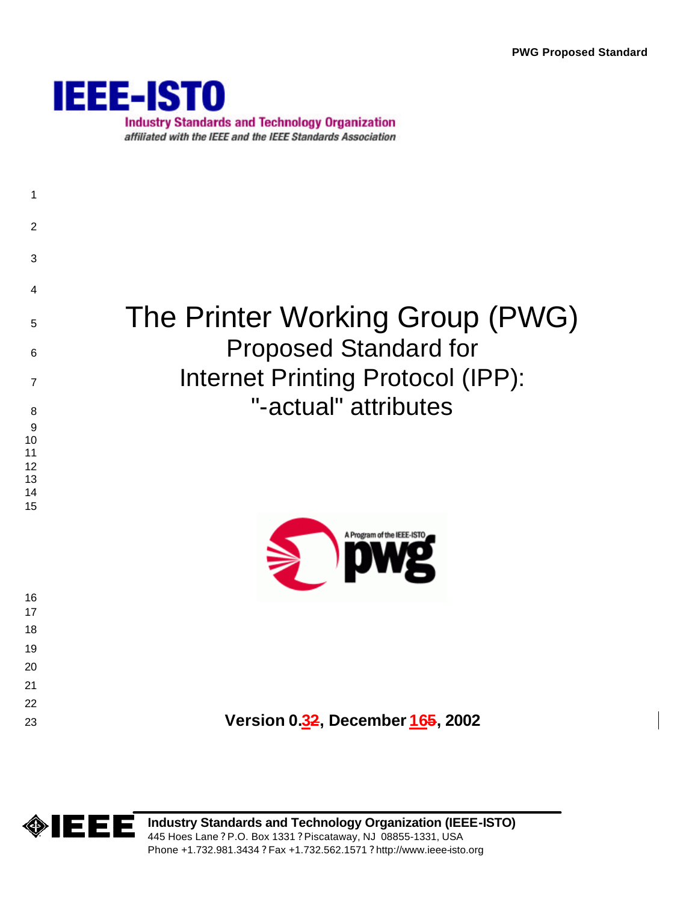PWG Proposed Standard

# The Printer Working Group (PWG) Proposed Standard for Internet Printing Protocol (IPP): "-actual" attributes

**Version 0.32, December 165, 2002**

**Industry Standards and Technology Organization (IEEE-ISTO)**
445 Hoes Lane ? P.O. Box 1331 ? Piscataway, NJ 08855-1331, USA
Phone +1.732.981.3434 ? Fax +1.732.562.1571 ? http://www.ieee-isto.org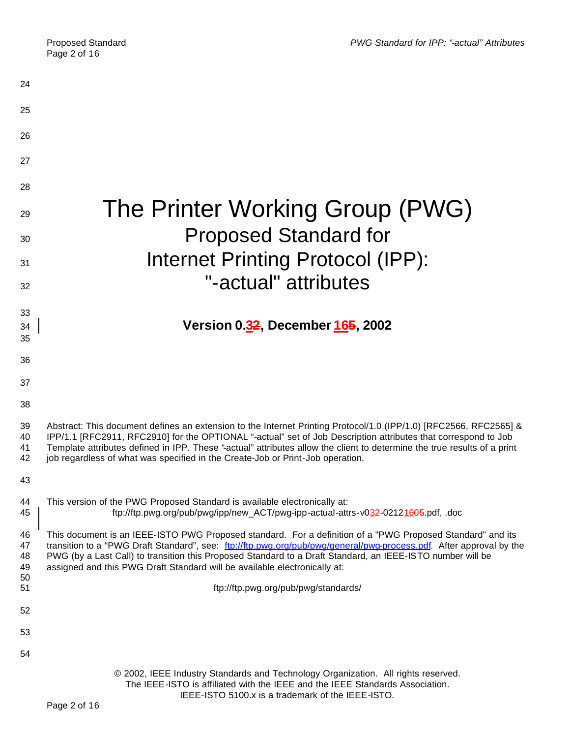# The Printer Working Group (PWG)

## Proposed Standard for

## Internet Printing Protocol (IPP):

## "-actual" attributes

**Version 0.32, December 165, 2002**

Abstract: This document defines an extension to the Internet Printing Protocol/1.0 (IPP/1.0) [RFC2566, RFC2565] & IPP/1.1 [RFC2911, RFC2910] for the OPTIONAL "-actual" set of Job Description attributes that correspond to Job Template attributes defined in IPP. These "-actual" attributes allow the client to determine the true results of a print job regardless of what was specified in the Create-Job or Print-Job operation.

This version of the PWG Proposed Standard is available electronically at:

ftp://ftp.pwg.org/pub/pwg/ipp/new_ACT/pwg-ipp-actual-attrs-v032-02121605.pdf, .doc

This document is an IEEE-ISTO PWG Proposed standard. For a definition of a "PWG Proposed Standard" and its transition to a "PWG Draft Standard", see: ftp://ftp.pwg.org/pub/pwg/general/pwg-process.pdf. After approval by the PWG (by a Last Call) to transition this Proposed Standard to a Draft Standard, an IEEE-ISTO number will be assigned and this PWG Draft Standard will be available electronically at:

ftp://ftp.pwg.org/pub/pwg/standards/

© 2002, IEEE Industry Standards and Technology Organization. All rights reserved.
The IEEE-ISTO is affiliated with the IEEE and the IEEE Standards Association.
IEEE-ISTO 5100.x is a trademark of the IEEE-ISTO.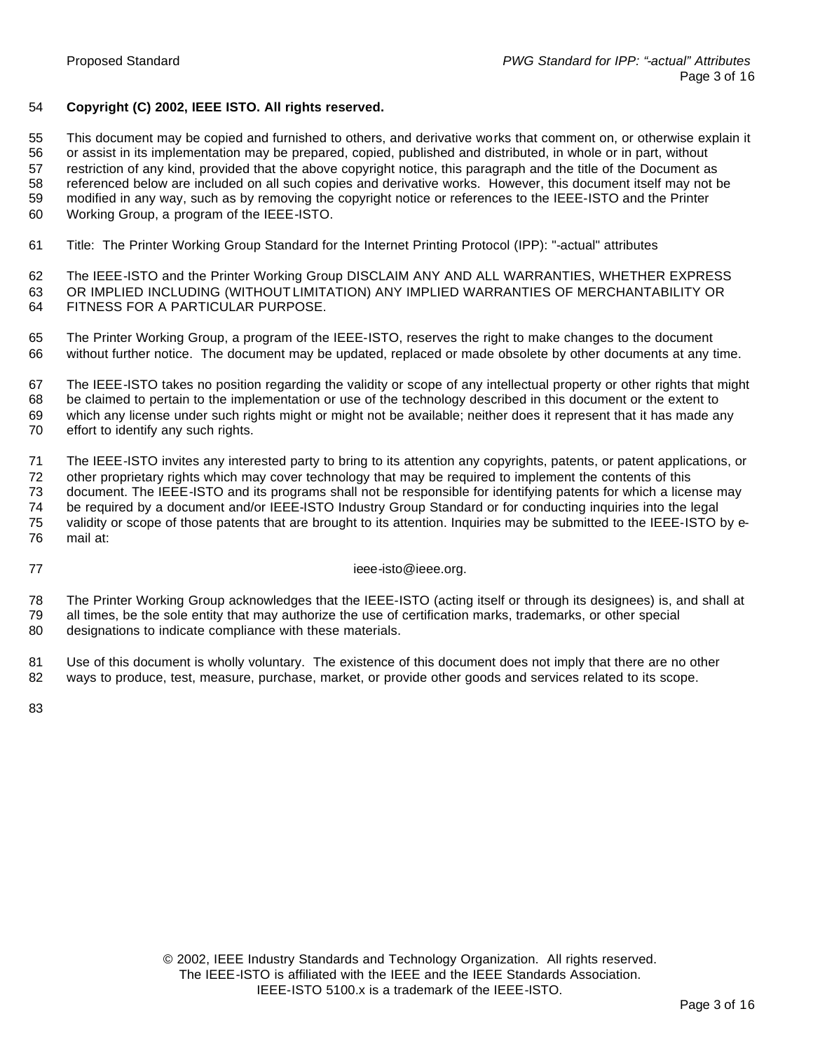**Copyright (C) 2002, IEEE ISTO. All rights reserved.**

This document may be copied and furnished to others, and derivative works that comment on, or otherwise explain it or assist in its implementation may be prepared, copied, published and distributed, in whole or in part, without restriction of any kind, provided that the above copyright notice, this paragraph and the title of the Document as referenced below are included on all such copies and derivative works. However, this document itself may not be modified in any way, such as by removing the copyright notice or references to the IEEE-ISTO and the Printer Working Group, a program of the IEEE-ISTO.

Title: The Printer Working Group Standard for the Internet Printing Protocol (IPP): "-actual" attributes

The IEEE-ISTO and the Printer Working Group DISCLAIM ANY AND ALL WARRANTIES, WHETHER EXPRESS OR IMPLIED INCLUDING (WITHOUT LIMITATION) ANY IMPLIED WARRANTIES OF MERCHANTABILITY OR FITNESS FOR A PARTICULAR PURPOSE.

The Printer Working Group, a program of the IEEE-ISTO, reserves the right to make changes to the document without further notice. The document may be updated, replaced or made obsolete by other documents at any time.

The IEEE-ISTO takes no position regarding the validity or scope of any intellectual property or other rights that might be claimed to pertain to the implementation or use of the technology described in this document or the extent to which any license under such rights might or might not be available; neither does it represent that it has made any effort to identify any such rights.

The IEEE-ISTO invites any interested party to bring to its attention any copyrights, patents, or patent applications, or other proprietary rights which may cover technology that may be required to implement the contents of this document. The IEEE-ISTO and its programs shall not be responsible for identifying patents for which a license may be required by a document and/or IEEE-ISTO Industry Group Standard or for conducting inquiries into the legal validity or scope of those patents that are brought to its attention. Inquiries may be submitted to the IEEE-ISTO by e-mail at:

ieee-isto@ieee.org.

The Printer Working Group acknowledges that the IEEE-ISTO (acting itself or through its designees) is, and shall at all times, be the sole entity that may authorize the use of certification marks, trademarks, or other special designations to indicate compliance with these materials.

Use of this document is wholly voluntary. The existence of this document does not imply that there are no other ways to produce, test, measure, purchase, market, or provide other goods and services related to its scope.

© 2002, IEEE Industry Standards and Technology Organization. All rights reserved.
The IEEE-ISTO is affiliated with the IEEE and the IEEE Standards Association.
IEEE-ISTO 5100.x is a trademark of the IEEE-ISTO.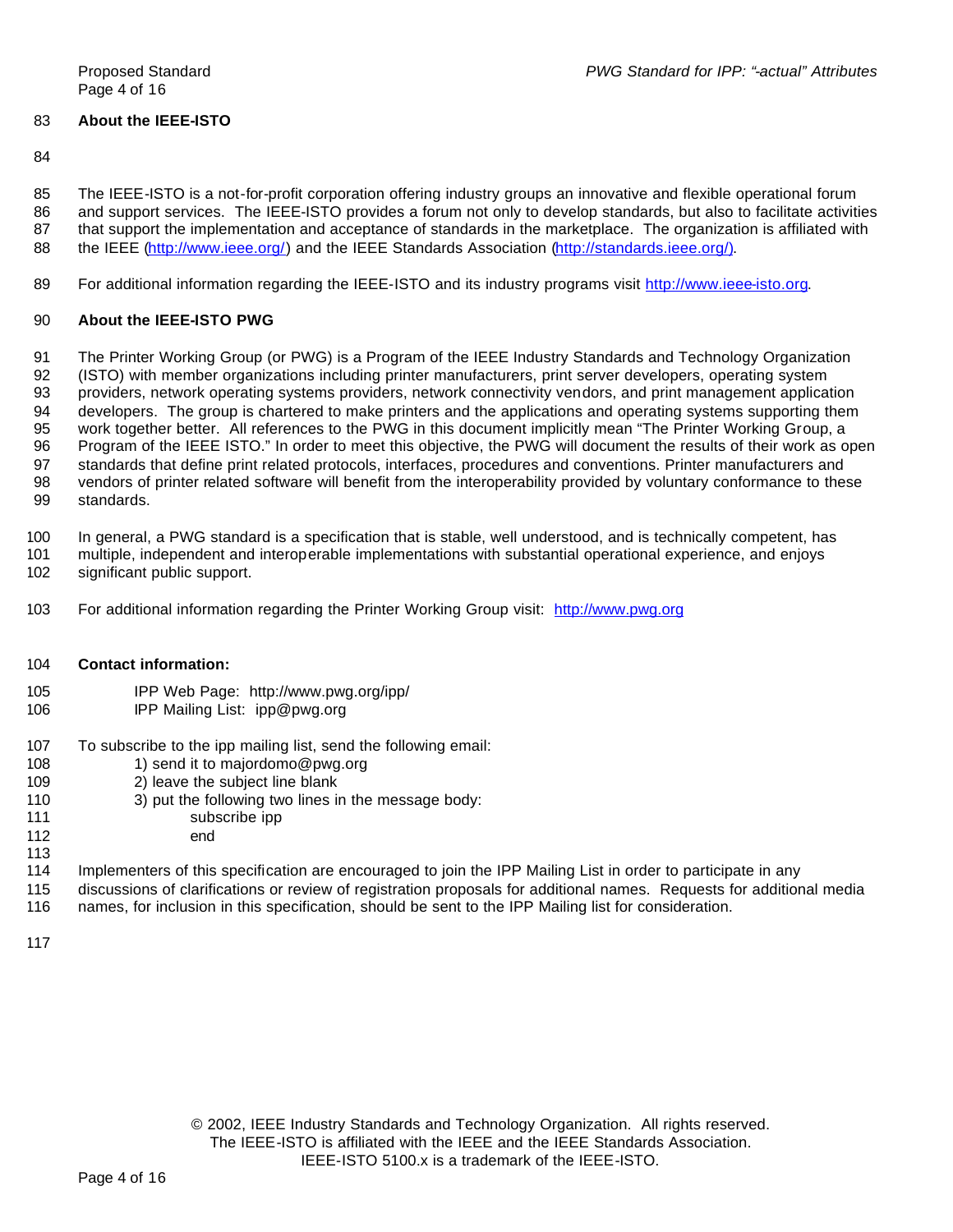**About the IEEE-ISTO**

The IEEE-ISTO is a not-for-profit corporation offering industry groups an innovative and flexible operational forum and support services. The IEEE-ISTO provides a forum not only to develop standards, but also to facilitate activities that support the implementation and acceptance of standards in the marketplace. The organization is affiliated with the IEEE (http://www.ieee.org/) and the IEEE Standards Association (http://standards.ieee.org/).

For additional information regarding the IEEE-ISTO and its industry programs visit http://www.ieee-isto.org.

**About the IEEE-ISTO PWG**

The Printer Working Group (or PWG) is a Program of the IEEE Industry Standards and Technology Organization (ISTO) with member organizations including printer manufacturers, print server developers, operating system providers, network operating systems providers, network connectivity vendors, and print management application developers. The group is chartered to make printers and the applications and operating systems supporting them work together better. All references to the PWG in this document implicitly mean "The Printer Working Group, a Program of the IEEE ISTO." In order to meet this objective, the PWG will document the results of their work as open standards that define print related protocols, interfaces, procedures and conventions. Printer manufacturers and vendors of printer related software will benefit from the interoperability provided by voluntary conformance to these standards.

In general, a PWG standard is a specification that is stable, well understood, and is technically competent, has multiple, independent and interoperable implementations with substantial operational experience, and enjoys significant public support.

For additional information regarding the Printer Working Group visit: http://www.pwg.org

**Contact information:**

IPP Web Page: http://www.pwg.org/ipp/
IPP Mailing List: ipp@pwg.org

To subscribe to the ipp mailing list, send the following email:

1) send it to majordomo@pwg.org
2) leave the subject line blank
3) put the following two lines in the message body:

```
subscribe ipp
end
```

Implementers of this specification are encouraged to join the IPP Mailing List in order to participate in any discussions of clarifications or review of registration proposals for additional names. Requests for additional media names, for inclusion in this specification, should be sent to the IPP Mailing list for consideration.

© 2002, IEEE Industry Standards and Technology Organization. All rights reserved.
The IEEE-ISTO is affiliated with the IEEE and the IEEE Standards Association.
IEEE-ISTO 5100.x is a trademark of the IEEE-ISTO.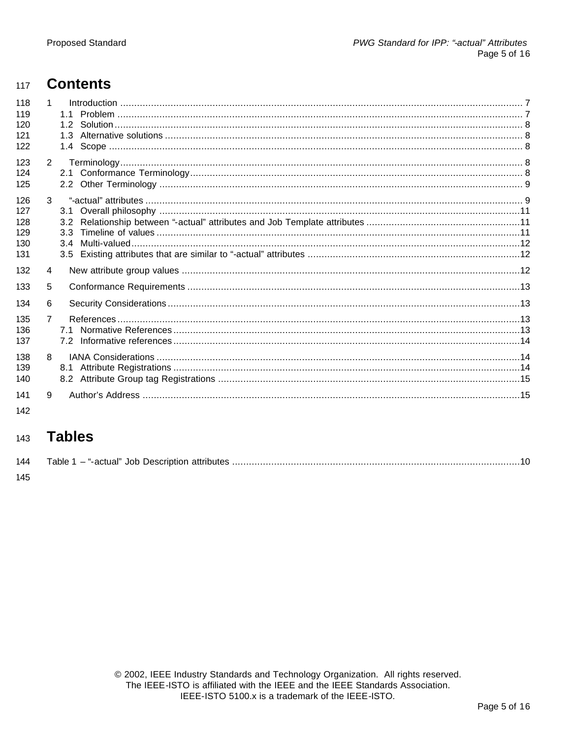# Contents

1 Introduction ....... 7
  1.1 Problem ....... 7
  1.2 Solution ....... 8
  1.3 Alternative solutions ....... 8
  1.4 Scope ....... 8

2 Terminology ....... 8
  2.1 Conformance Terminology ....... 8
  2.2 Other Terminology ....... 9

3 "-actual" attributes ....... 9
  3.1 Overall philosophy ....... 11
  3.2 Relationship between "-actual" attributes and Job Template attributes ....... 11
  3.3 Timeline of values ....... 11
  3.4 Multi-valued ....... 12
  3.5 Existing attributes that are similar to "-actual" attributes ....... 12

4 New attribute group values ....... 12

5 Conformance Requirements ....... 13

6 Security Considerations ....... 13

7 References ....... 13
  7.1 Normative References ....... 13
  7.2 Informative references ....... 14

8 IANA Considerations ....... 14
  8.1 Attribute Registrations ....... 14
  8.2 Attribute Group tag Registrations ....... 15

9 Author's Address ....... 15

# Tables

Table 1 – "-actual" Job Description attributes ....... 10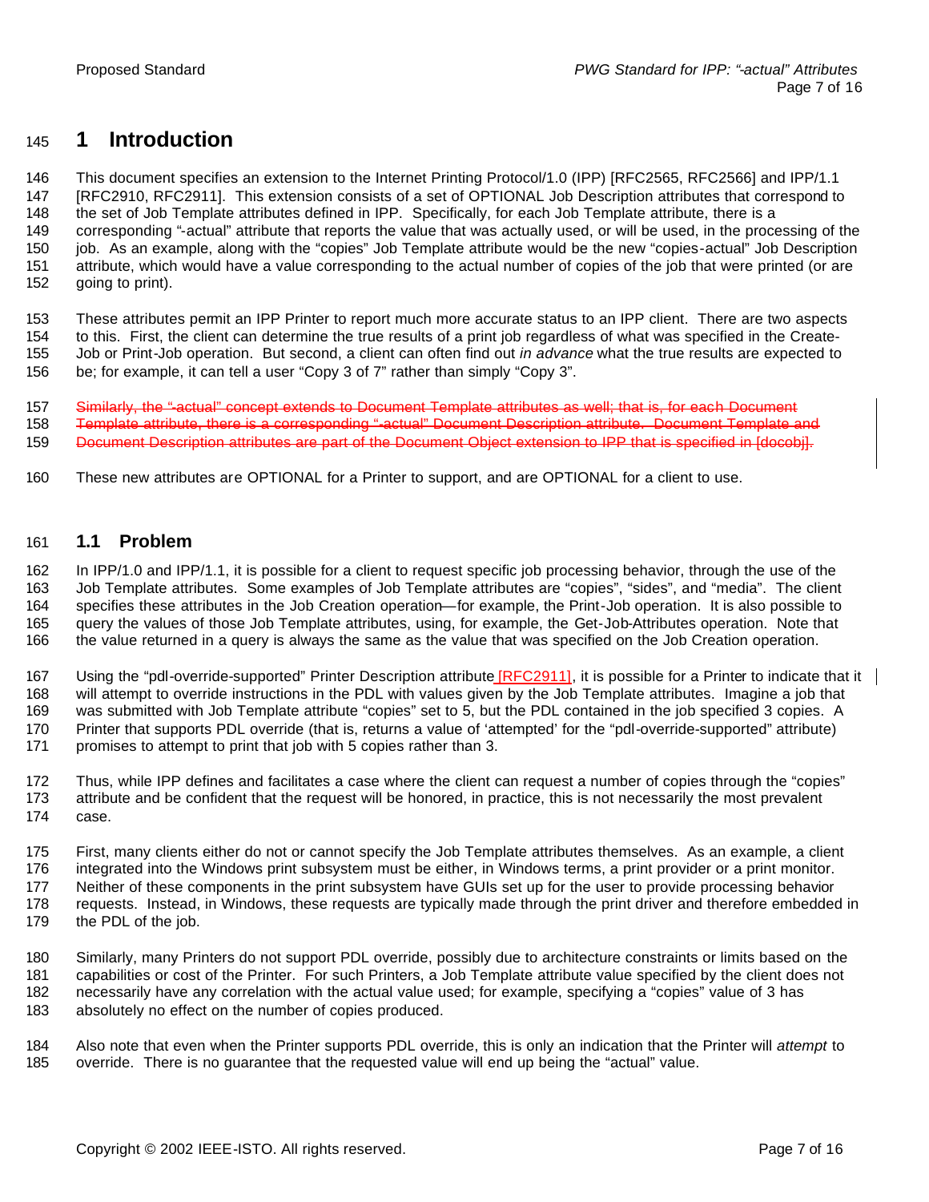# 1 Introduction

This document specifies an extension to the Internet Printing Protocol/1.0 (IPP) [RFC2565, RFC2566] and IPP/1.1 [RFC2910, RFC2911]. This extension consists of a set of OPTIONAL Job Description attributes that correspond to the set of Job Template attributes defined in IPP. Specifically, for each Job Template attribute, there is a corresponding "-actual" attribute that reports the value that was actually used, or will be used, in the processing of the job. As an example, along with the "copies" Job Template attribute would be the new "copies-actual" Job Description attribute, which would have a value corresponding to the actual number of copies of the job that were printed (or are going to print).

These attributes permit an IPP Printer to report much more accurate status to an IPP client. There are two aspects to this. First, the client can determine the true results of a print job regardless of what was specified in the Create-Job or Print-Job operation. But second, a client can often find out *in advance* what the true results are expected to be; for example, it can tell a user "Copy 3 of 7" rather than simply "Copy 3".

~~Similarly, the "-actual" concept extends to Document Template attributes as well; that is, for each Document Template attribute, there is a corresponding "-actual" Document Description attribute. Document Template and Document Description attributes are part of the Document Object extension to IPP that is specified in [docobj].~~

These new attributes are OPTIONAL for a Printer to support, and are OPTIONAL for a client to use.

## 1.1 Problem

In IPP/1.0 and IPP/1.1, it is possible for a client to request specific job processing behavior, through the use of the Job Template attributes. Some examples of Job Template attributes are "copies", "sides", and "media". The client specifies these attributes in the Job Creation operation—for example, the Print-Job operation. It is also possible to query the values of those Job Template attributes, using, for example, the Get-Job-Attributes operation. Note that the value returned in a query is always the same as the value that was specified on the Job Creation operation.

Using the "pdl-override-supported" Printer Description attribute [RFC2911], it is possible for a Printer to indicate that it will attempt to override instructions in the PDL with values given by the Job Template attributes. Imagine a job that was submitted with Job Template attribute "copies" set to 5, but the PDL contained in the job specified 3 copies. A Printer that supports PDL override (that is, returns a value of 'attempted' for the "pdl-override-supported" attribute) promises to attempt to print that job with 5 copies rather than 3.

Thus, while IPP defines and facilitates a case where the client can request a number of copies through the "copies" attribute and be confident that the request will be honored, in practice, this is not necessarily the most prevalent case.

First, many clients either do not or cannot specify the Job Template attributes themselves. As an example, a client integrated into the Windows print subsystem must be either, in Windows terms, a print provider or a print monitor. Neither of these components in the print subsystem have GUIs set up for the user to provide processing behavior requests. Instead, in Windows, these requests are typically made through the print driver and therefore embedded in the PDL of the job.

Similarly, many Printers do not support PDL override, possibly due to architecture constraints or limits based on the capabilities or cost of the Printer. For such Printers, a Job Template attribute value specified by the client does not necessarily have any correlation with the actual value used; for example, specifying a "copies" value of 3 has absolutely no effect on the number of copies produced.

Also note that even when the Printer supports PDL override, this is only an indication that the Printer will *attempt* to override. There is no guarantee that the requested value will end up being the "actual" value.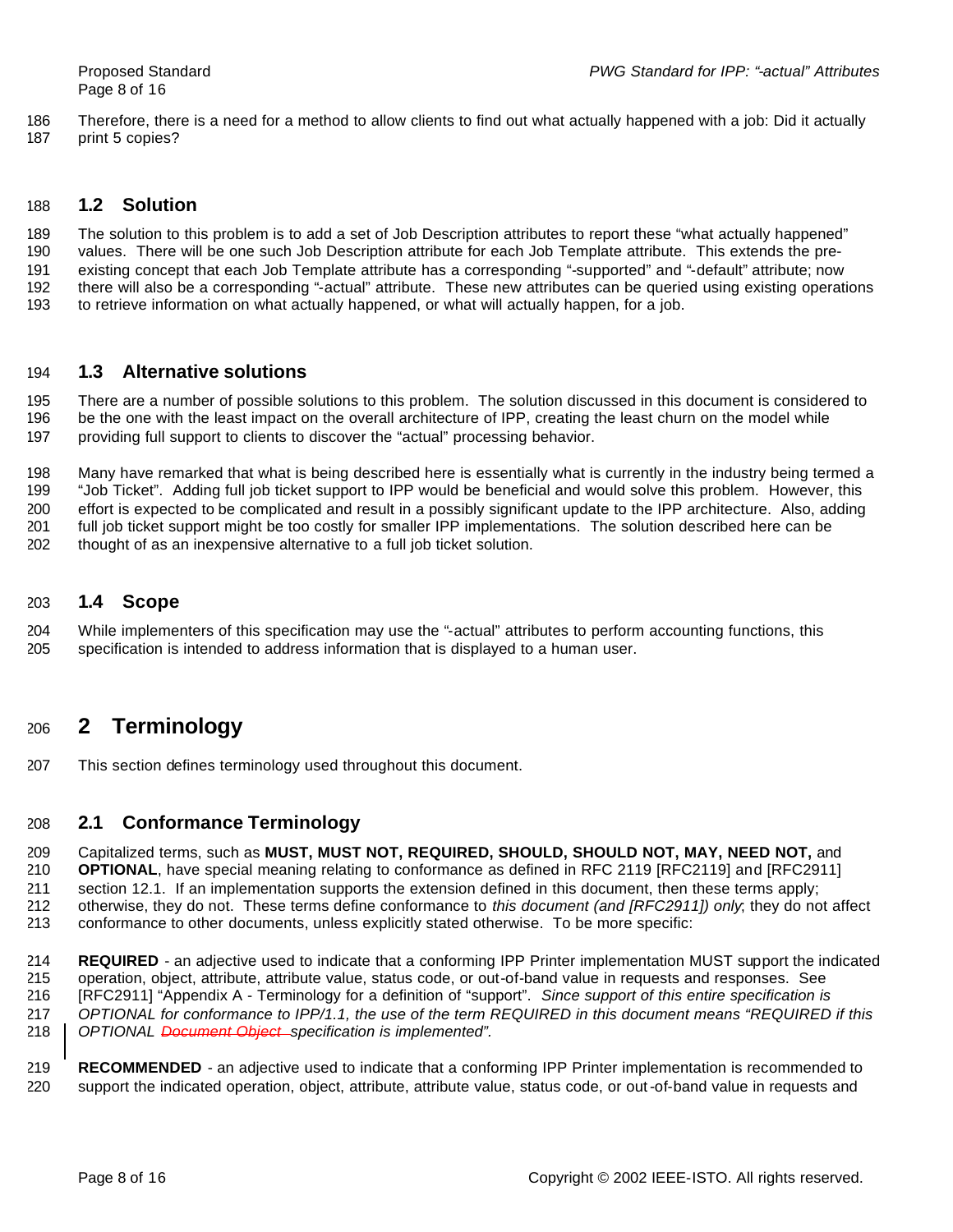Therefore, there is a need for a method to allow clients to find out what actually happened with a job: Did it actually print 5 copies?

## 1.2 Solution

The solution to this problem is to add a set of Job Description attributes to report these “what actually happened” values. There will be one such Job Description attribute for each Job Template attribute. This extends the pre-existing concept that each Job Template attribute has a corresponding “-supported” and “-default” attribute; now there will also be a corresponding “-actual” attribute. These new attributes can be queried using existing operations to retrieve information on what actually happened, or what will actually happen, for a job.

## 1.3 Alternative solutions

There are a number of possible solutions to this problem. The solution discussed in this document is considered to be the one with the least impact on the overall architecture of IPP, creating the least churn on the model while providing full support to clients to discover the “actual” processing behavior.

Many have remarked that what is being described here is essentially what is currently in the industry being termed a “Job Ticket”. Adding full job ticket support to IPP would be beneficial and would solve this problem. However, this effort is expected to be complicated and result in a possibly significant update to the IPP architecture. Also, adding full job ticket support might be too costly for smaller IPP implementations. The solution described here can be thought of as an inexpensive alternative to a full job ticket solution.

## 1.4 Scope

While implementers of this specification may use the “-actual” attributes to perform accounting functions, this specification is intended to address information that is displayed to a human user.

# 2 Terminology

This section defines terminology used throughout this document.

## 2.1 Conformance Terminology

Capitalized terms, such as **MUST, MUST NOT, REQUIRED, SHOULD, SHOULD NOT, MAY, NEED NOT,** and **OPTIONAL**, have special meaning relating to conformance as defined in RFC 2119 [RFC2119] and [RFC2911] section 12.1. If an implementation supports the extension defined in this document, then these terms apply; otherwise, they do not. These terms define conformance to *this document (and [RFC2911]) only*; they do not affect conformance to other documents, unless explicitly stated otherwise. To be more specific:

**REQUIRED** - an adjective used to indicate that a conforming IPP Printer implementation MUST support the indicated operation, object, attribute, attribute value, status code, or out-of-band value in requests and responses. See [RFC2911] “Appendix A - Terminology for a definition of “support”. *Since support of this entire specification is OPTIONAL for conformance to IPP/1.1, the use of the term REQUIRED in this document means “REQUIRED if this OPTIONAL ~~Document Object~~ specification is implemented”.*

**RECOMMENDED** - an adjective used to indicate that a conforming IPP Printer implementation is recommended to support the indicated operation, object, attribute, attribute value, status code, or out-of-band value in requests and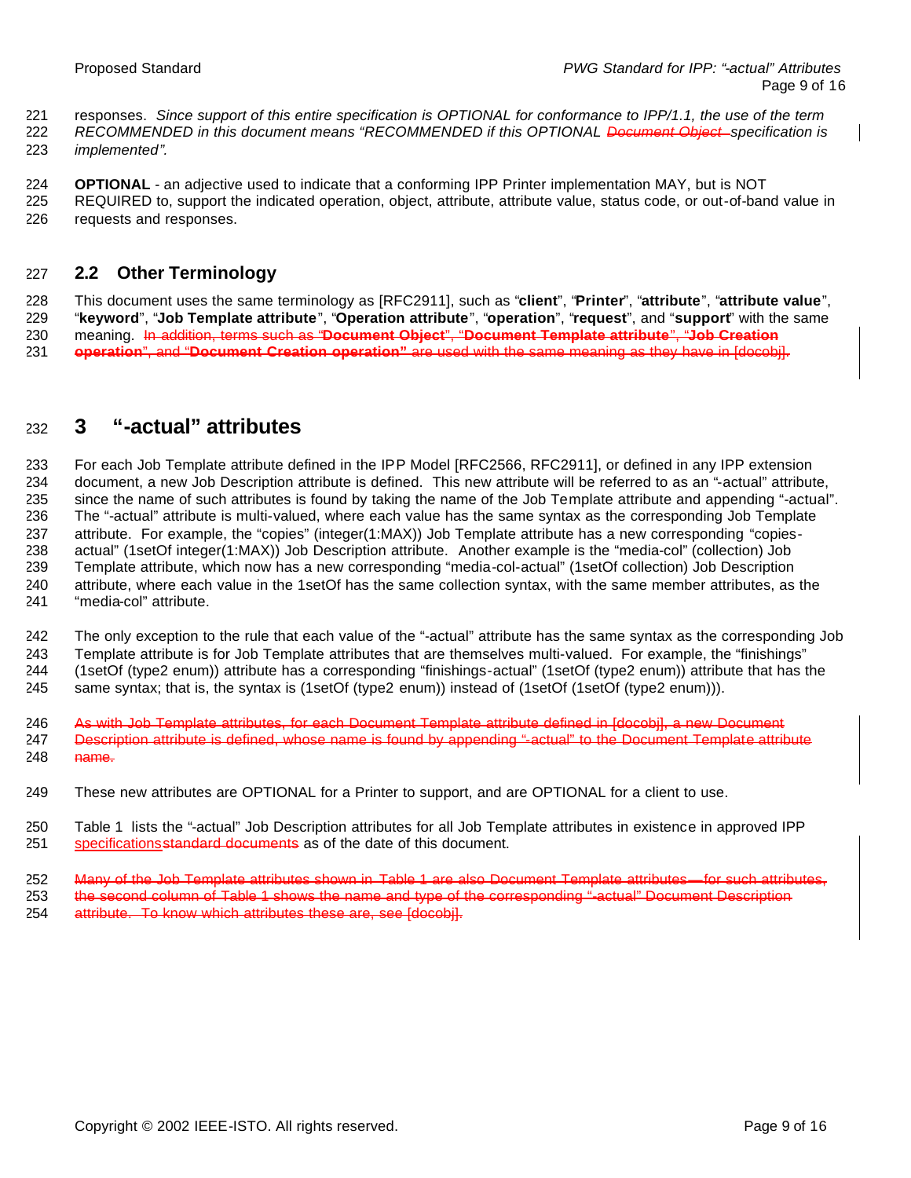responses. *Since support of this entire specification is OPTIONAL for conformance to IPP/1.1, the use of the term RECOMMENDED in this document means "RECOMMENDED if this OPTIONAL ~~Document Object~~ specification is implemented".*

**OPTIONAL** - an adjective used to indicate that a conforming IPP Printer implementation MAY, but is NOT REQUIRED to, support the indicated operation, object, attribute, attribute value, status code, or out-of-band value in requests and responses.

## 2.2 Other Terminology

This document uses the same terminology as [RFC2911], such as "**client**", "**Printer**", "**attribute**", "**attribute value**", "**keyword**", "**Job Template attribute**", "**Operation attribute**", "**operation**", "**request**", and "**support**" with the same meaning. ~~In addition, terms such as "**Document Object**", "**Document Template attribute**", "**Job Creation operation**", and "**Document Creation operation**" are used with the same meaning as they have in [docobj].~~

# 3 "-actual" attributes

For each Job Template attribute defined in the IPP Model [RFC2566, RFC2911], or defined in any IPP extension document, a new Job Description attribute is defined. This new attribute will be referred to as an "-actual" attribute, since the name of such attributes is found by taking the name of the Job Template attribute and appending "-actual". The "-actual" attribute is multi-valued, where each value has the same syntax as the corresponding Job Template attribute. For example, the "copies" (integer(1:MAX)) Job Template attribute has a new corresponding "copies-actual" (1setOf integer(1:MAX)) Job Description attribute. Another example is the "media-col" (collection) Job Template attribute, which now has a new corresponding "media-col-actual" (1setOf collection) Job Description attribute, where each value in the 1setOf has the same collection syntax, with the same member attributes, as the "media-col" attribute.

The only exception to the rule that each value of the "-actual" attribute has the same syntax as the corresponding Job Template attribute is for Job Template attributes that are themselves multi-valued. For example, the "finishings" (1setOf (type2 enum)) attribute has a corresponding "finishings-actual" (1setOf (type2 enum)) attribute that has the same syntax; that is, the syntax is (1setOf (type2 enum)) instead of (1setOf (1setOf (type2 enum))).

~~As with Job Template attributes, for each Document Template attribute defined in [docobj], a new Document Description attribute is defined, whose name is found by appending "-actual" to the Document Template attribute name.~~

These new attributes are OPTIONAL for a Printer to support, and are OPTIONAL for a client to use.

Table 1 lists the "-actual" Job Description attributes for all Job Template attributes in existence in approved IPP specifications~~standard documents~~ as of the date of this document.

~~Many of the Job Template attributes shown in Table 1 are also Document Template attributes—for such attributes, the second column of Table 1 shows the name and type of the corresponding "-actual" Document Description attribute. To know which attributes these are, see [docobj].~~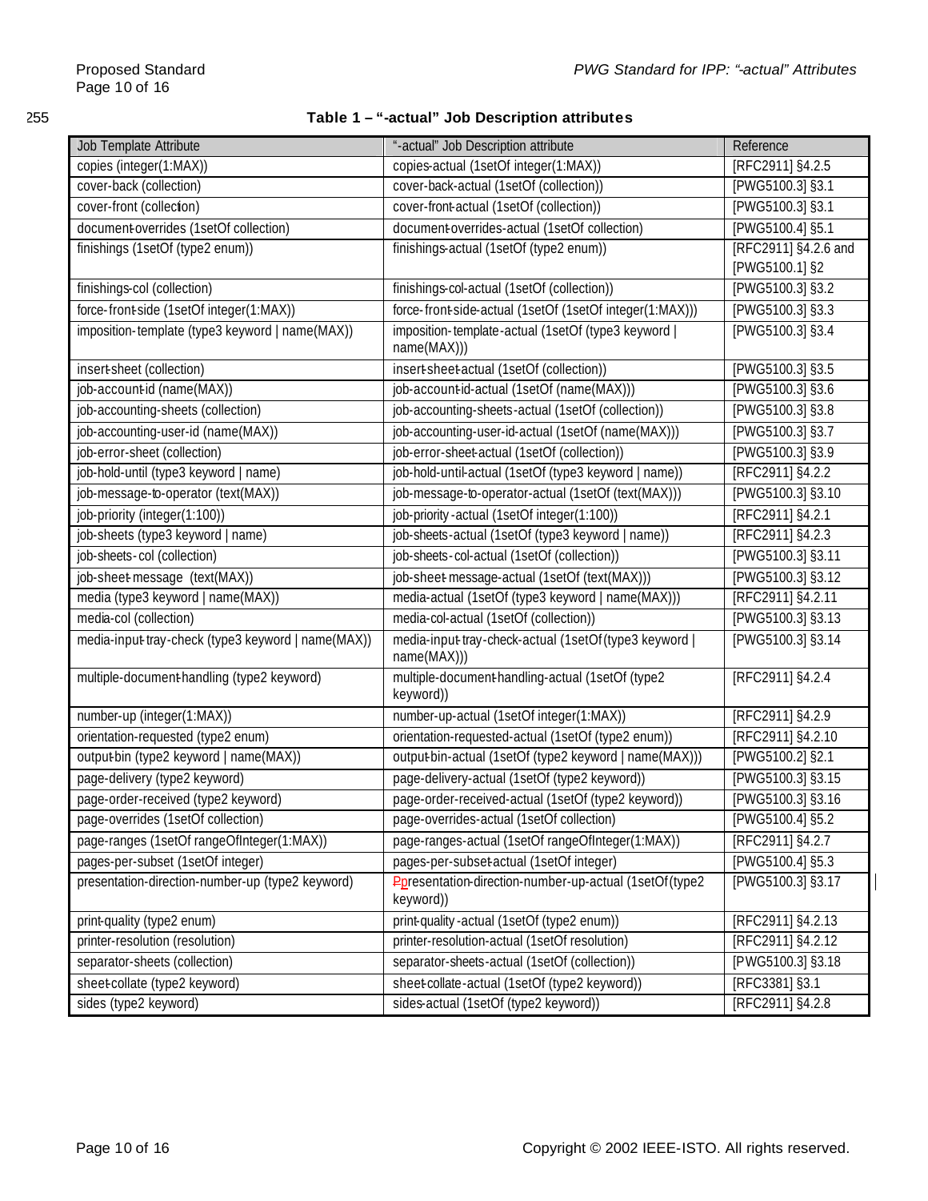255

**Table 1 – "-actual" Job Description attributes**

| Job Template Attribute | "-actual" Job Description attribute | Reference |
|---|---|---|
| copies (integer(1:MAX)) | copies-actual (1setOf integer(1:MAX)) | [RFC2911] §4.2.5 |
| cover-back (collection) | cover-back-actual (1setOf (collection)) | [PWG5100.3] §3.1 |
| cover-front (collection) | cover-front-actual (1setOf (collection)) | [PWG5100.3] §3.1 |
| document-overrides (1setOf collection) | document-overrides-actual (1setOf collection) | [PWG5100.4] §5.1 |
| finishings (1setOf (type2 enum)) | finishings-actual (1setOf (type2 enum)) | [RFC2911] §4.2.6 and [PWG5100.1] §2 |
| finishings-col (collection) | finishings-col-actual (1setOf (collection)) | [PWG5100.3] §3.2 |
| force-front-side (1setOf integer(1:MAX)) | force-front-side-actual (1setOf (1setOf integer(1:MAX))) | [PWG5100.3] §3.3 |
| imposition-template (type3 keyword \| name(MAX)) | imposition-template-actual (1setOf (type3 keyword \| name(MAX))) | [PWG5100.3] §3.4 |
| insert-sheet (collection) | insert-sheet-actual (1setOf (collection)) | [PWG5100.3] §3.5 |
| job-account-id (name(MAX)) | job-account-id-actual (1setOf (name(MAX))) | [PWG5100.3] §3.6 |
| job-accounting-sheets (collection) | job-accounting-sheets-actual (1setOf (collection)) | [PWG5100.3] §3.8 |
| job-accounting-user-id (name(MAX)) | job-accounting-user-id-actual (1setOf (name(MAX))) | [PWG5100.3] §3.7 |
| job-error-sheet (collection) | job-error-sheet-actual (1setOf (collection)) | [PWG5100.3] §3.9 |
| job-hold-until (type3 keyword \| name) | job-hold-until-actual (1setOf (type3 keyword \| name)) | [RFC2911] §4.2.2 |
| job-message-to-operator (text(MAX)) | job-message-to-operator-actual (1setOf (text(MAX))) | [PWG5100.3] §3.10 |
| job-priority (integer(1:100)) | job-priority-actual (1setOf integer(1:100)) | [RFC2911] §4.2.1 |
| job-sheets (type3 keyword \| name) | job-sheets-actual (1setOf (type3 keyword \| name)) | [RFC2911] §4.2.3 |
| job-sheets-col (collection) | job-sheets-col-actual (1setOf (collection)) | [PWG5100.3] §3.11 |
| job-sheet-message (text(MAX)) | job-sheet-message-actual (1setOf (text(MAX))) | [PWG5100.3] §3.12 |
| media (type3 keyword \| name(MAX)) | media-actual (1setOf (type3 keyword \| name(MAX))) | [RFC2911] §4.2.11 |
| media-col (collection) | media-col-actual (1setOf (collection)) | [PWG5100.3] §3.13 |
| media-input-tray-check (type3 keyword \| name(MAX)) | media-input-tray-check-actual (1setOf (type3 keyword \| name(MAX))) | [PWG5100.3] §3.14 |
| multiple-document-handling (type2 keyword) | multiple-document-handling-actual (1setOf (type2 keyword)) | [RFC2911] §4.2.4 |
| number-up (integer(1:MAX)) | number-up-actual (1setOf integer(1:MAX)) | [RFC2911] §4.2.9 |
| orientation-requested (type2 enum) | orientation-requested-actual (1setOf (type2 enum)) | [RFC2911] §4.2.10 |
| output-bin (type2 keyword \| name(MAX)) | output-bin-actual (1setOf (type2 keyword \| name(MAX))) | [PWG5100.2] §2.1 |
| page-delivery (type2 keyword) | page-delivery-actual (1setOf (type2 keyword)) | [PWG5100.3] §3.15 |
| page-order-received (type2 keyword) | page-order-received-actual (1setOf (type2 keyword)) | [PWG5100.3] §3.16 |
| page-overrides (1setOf collection) | page-overrides-actual (1setOf collection) | [PWG5100.4] §5.2 |
| page-ranges (1setOf rangeOfInteger(1:MAX)) | page-ranges-actual (1setOf rangeOfInteger(1:MAX)) | [RFC2911] §4.2.7 |
| pages-per-subset (1setOf integer) | pages-per-subset-actual (1setOf integer) | [PWG5100.4] §5.3 |
| presentation-direction-number-up (type2 keyword) | Ppresentation-direction-number-up-actual (1setOf (type2 keyword)) | [PWG5100.3] §3.17 |
| print-quality (type2 enum) | print-quality-actual (1setOf (type2 enum)) | [RFC2911] §4.2.13 |
| printer-resolution (resolution) | printer-resolution-actual (1setOf resolution) | [RFC2911] §4.2.12 |
| separator-sheets (collection) | separator-sheets-actual (1setOf (collection)) | [PWG5100.3] §3.18 |
| sheet-collate (type2 keyword) | sheet-collate-actual (1setOf (type2 keyword)) | [RFC3381] §3.1 |
| sides (type2 keyword) | sides-actual (1setOf (type2 keyword)) | [RFC2911] §4.2.8 |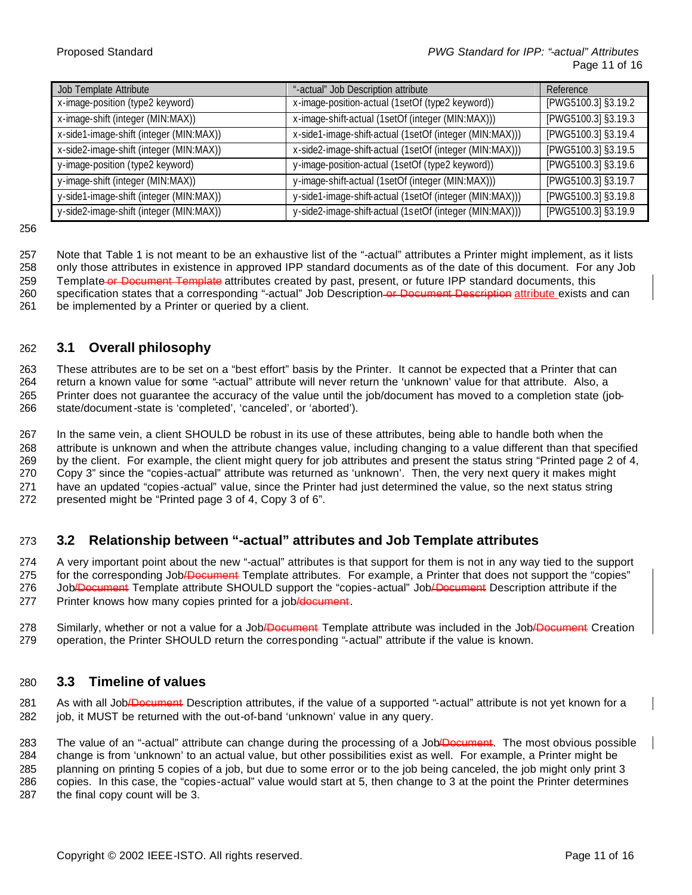| Job Template Attribute | "-actual" Job Description attribute | Reference |
|---|---|---|
| x-image-position (type2 keyword) | x-image-position-actual (1setOf (type2 keyword)) | [PWG5100.3] §3.19.2 |
| x-image-shift (integer (MIN:MAX)) | x-image-shift-actual (1setOf (integer (MIN:MAX))) | [PWG5100.3] §3.19.3 |
| x-side1-image-shift (integer (MIN:MAX)) | x-side1-image-shift-actual (1setOf (integer (MIN:MAX))) | [PWG5100.3] §3.19.4 |
| x-side2-image-shift (integer (MIN:MAX)) | x-side2-image-shift-actual (1setOf (integer (MIN:MAX))) | [PWG5100.3] §3.19.5 |
| y-image-position (type2 keyword) | y-image-position-actual (1setOf (type2 keyword)) | [PWG5100.3] §3.19.6 |
| y-image-shift (integer (MIN:MAX)) | y-image-shift-actual (1setOf (integer (MIN:MAX))) | [PWG5100.3] §3.19.7 |
| y-side1-image-shift (integer (MIN:MAX)) | y-side1-image-shift-actual (1setOf (integer (MIN:MAX))) | [PWG5100.3] §3.19.8 |
| y-side2-image-shift (integer (MIN:MAX)) | y-side2-image-shift-actual (1setOf (integer (MIN:MAX))) | [PWG5100.3] §3.19.9 |

Note that Table 1 is not meant to be an exhaustive list of the "-actual" attributes a Printer might implement, as it lists only those attributes in existence in approved IPP standard documents as of the date of this document. For any Job Template~~ or Document Template~~ attributes created by past, present, or future IPP standard documents, this specification states that a corresponding "-actual" Job Description~~ or Document Description~~ attribute exists and can be implemented by a Printer or queried by a client.

## 3.1 Overall philosophy

These attributes are to be set on a "best effort" basis by the Printer. It cannot be expected that a Printer that can return a known value for some "-actual" attribute will never return the 'unknown' value for that attribute. Also, a Printer does not guarantee the accuracy of the value until the job/document has moved to a completion state (job-state/document-state is 'completed', 'canceled', or 'aborted').

In the same vein, a client SHOULD be robust in its use of these attributes, being able to handle both when the attribute is unknown and when the attribute changes value, including changing to a value different than that specified by the client. For example, the client might query for job attributes and present the status string "Printed page 2 of 4, Copy 3" since the "copies-actual" attribute was returned as 'unknown'. Then, the very next query it makes might have an updated "copies-actual" value, since the Printer had just determined the value, so the next status string presented might be "Printed page 3 of 4, Copy 3 of 6".

## 3.2 Relationship between "-actual" attributes and Job Template attributes

A very important point about the new "-actual" attributes is that support for them is not in any way tied to the support for the corresponding Job~~/Document~~ Template attributes. For example, a Printer that does not support the "copies" Job~~/Document~~ Template attribute SHOULD support the "copies-actual" Job~~/Document~~ Description attribute if the Printer knows how many copies printed for a job~~/document~~.

Similarly, whether or not a value for a Job~~/Document~~ Template attribute was included in the Job~~/Document~~ Creation operation, the Printer SHOULD return the corresponding "-actual" attribute if the value is known.

## 3.3 Timeline of values

As with all Job~~/Document~~ Description attributes, if the value of a supported "-actual" attribute is not yet known for a job, it MUST be returned with the out-of-band 'unknown' value in any query.

The value of an "-actual" attribute can change during the processing of a Job~~/Document~~. The most obvious possible change is from 'unknown' to an actual value, but other possibilities exist as well. For example, a Printer might be planning on printing 5 copies of a job, but due to some error or to the job being canceled, the job might only print 3 copies. In this case, the "copies-actual" value would start at 5, then change to 3 at the point the Printer determines the final copy count will be 3.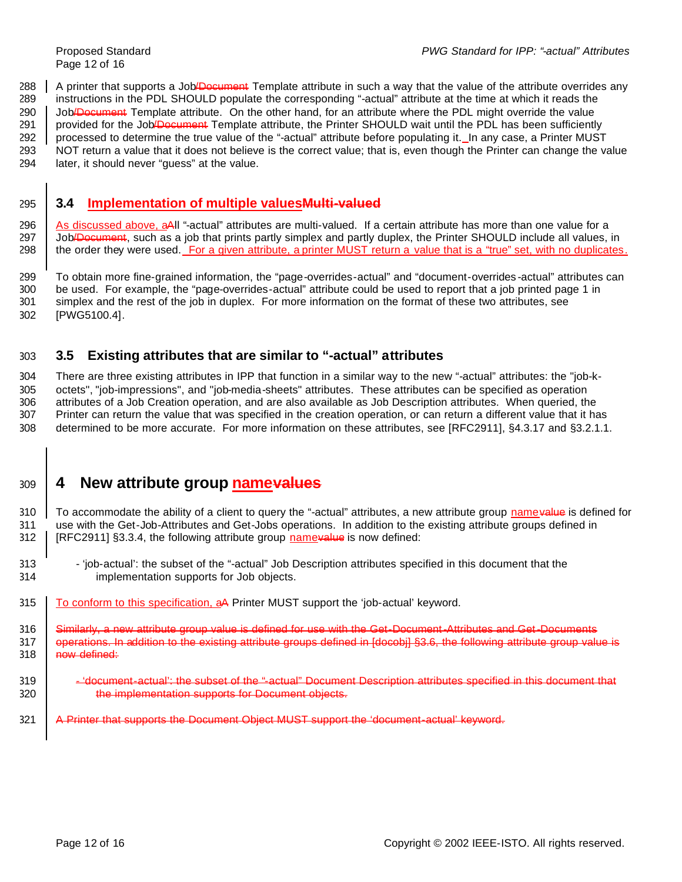A printer that supports a Job/Document Template attribute in such a way that the value of the attribute overrides any instructions in the PDL SHOULD populate the corresponding "-actual" attribute at the time at which it reads the Job/Document Template attribute. On the other hand, for an attribute where the PDL might override the value provided for the Job/Document Template attribute, the Printer SHOULD wait until the PDL has been sufficiently processed to determine the true value of the "-actual" attribute before populating it. In any case, a Printer MUST NOT return a value that it does not believe is the correct value; that is, even though the Printer can change the value later, it should never "guess" at the value.

### 3.4 Implementation of multiple valuesMulti-valued

As discussed above, aAll "-actual" attributes are multi-valued. If a certain attribute has more than one value for a Job/Document, such as a job that prints partly simplex and partly duplex, the Printer SHOULD include all values, in the order they were used. For a given attribute, a printer MUST return a value that is a "true" set, with no duplicates.

To obtain more fine-grained information, the "page-overrides-actual" and "document-overrides-actual" attributes can be used. For example, the "page-overrides-actual" attribute could be used to report that a job printed page 1 in simplex and the rest of the job in duplex. For more information on the format of these two attributes, see [PWG5100.4].

### 3.5 Existing attributes that are similar to "-actual" attributes

There are three existing attributes in IPP that function in a similar way to the new "-actual" attributes: the "job-k-octets", "job-impressions", and "job-media-sheets" attributes. These attributes can be specified as operation attributes of a Job Creation operation, and are also available as Job Description attributes. When queried, the Printer can return the value that was specified in the creation operation, or can return a different value that it has determined to be more accurate. For more information on these attributes, see [RFC2911], §4.3.17 and §3.2.1.1.

## 4 New attribute group namevalues

To accommodate the ability of a client to query the "-actual" attributes, a new attribute group namevalue is defined for use with the Get-Job-Attributes and Get-Jobs operations. In addition to the existing attribute groups defined in [RFC2911] §3.3.4, the following attribute group namevalue is now defined:

- 'job-actual': the subset of the "-actual" Job Description attributes specified in this document that the implementation supports for Job objects.

To conform to this specification, aA Printer MUST support the 'job-actual' keyword.

Similarly, a new attribute group value is defined for use with the Get-Document-Attributes and Get-Documents operations. In addition to the existing attribute groups defined in [docobj] §3.6, the following attribute group value is now defined:

- 'document-actual': the subset of the "-actual" Document Description attributes specified in this document that the implementation supports for Document objects.

A Printer that supports the Document Object MUST support the 'document-actual' keyword.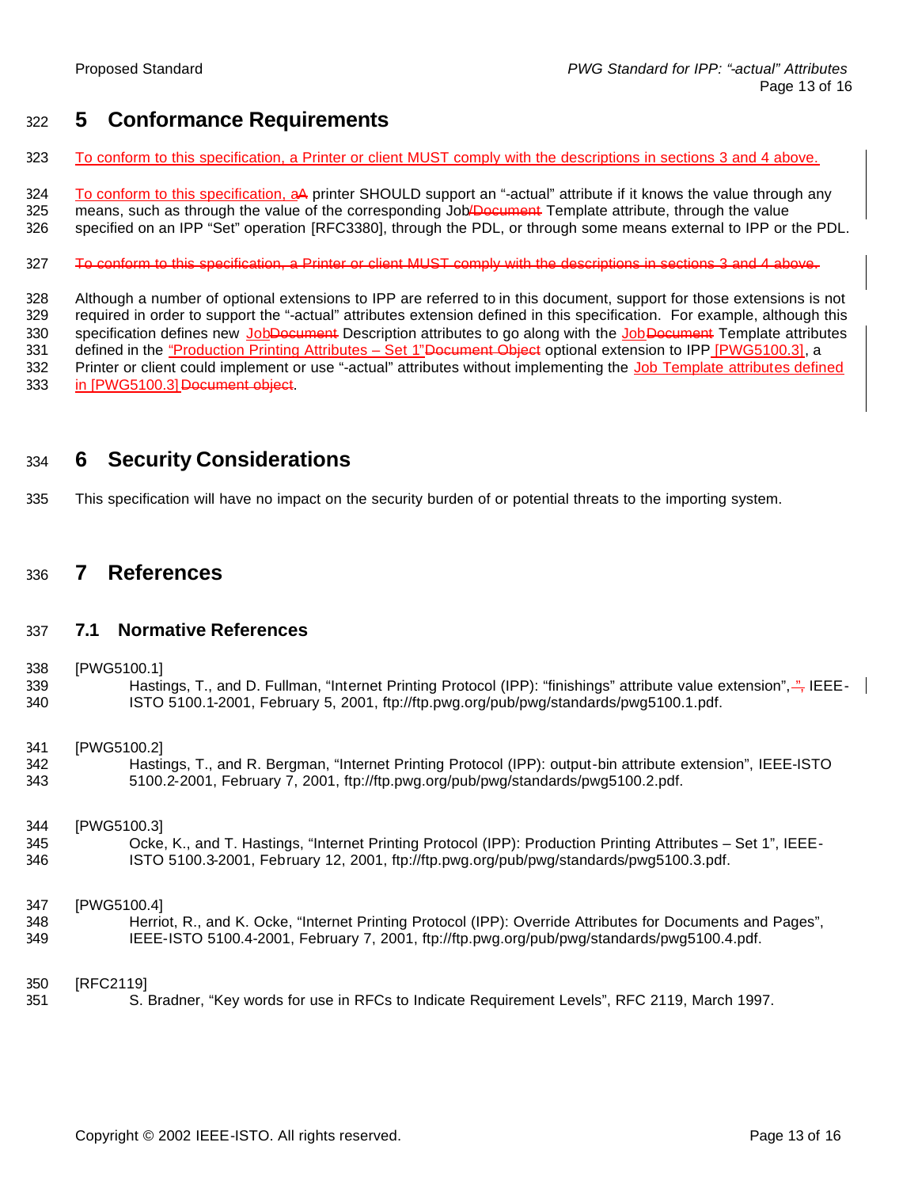# 5 Conformance Requirements

To conform to this specification, a Printer or client MUST comply with the descriptions in sections 3 and 4 above.

To conform to this specification, aA printer SHOULD support an "-actual" attribute if it knows the value through any means, such as through the value of the corresponding Job/Document Template attribute, through the value specified on an IPP "Set" operation [RFC3380], through the PDL, or through some means external to IPP or the PDL.

To conform to this specification, a Printer or client MUST comply with the descriptions in sections 3 and 4 above.

Although a number of optional extensions to IPP are referred to in this document, support for those extensions is not required in order to support the "-actual" attributes extension defined in this specification. For example, although this specification defines new JobDocument Description attributes to go along with the JobDocument Template attributes defined in the "Production Printing Attributes – Set 1"Document Object optional extension to IPP [PWG5100.3], a Printer or client could implement or use "-actual" attributes without implementing the Job Template attributes defined in [PWG5100.3] Document object.

# 6 Security Considerations

This specification will have no impact on the security burden of or potential threats to the importing system.

# 7 References

## 7.1 Normative References

[PWG5100.1]
Hastings, T., and D. Fullman, "Internet Printing Protocol (IPP): "finishings" attribute value extension",", IEEE-ISTO 5100.1-2001, February 5, 2001, ftp://ftp.pwg.org/pub/pwg/standards/pwg5100.1.pdf.

[PWG5100.2]
Hastings, T., and R. Bergman, "Internet Printing Protocol (IPP): output-bin attribute extension", IEEE-ISTO 5100.2-2001, February 7, 2001, ftp://ftp.pwg.org/pub/pwg/standards/pwg5100.2.pdf.

[PWG5100.3]
Ocke, K., and T. Hastings, "Internet Printing Protocol (IPP): Production Printing Attributes – Set 1", IEEE-ISTO 5100.3-2001, February 12, 2001, ftp://ftp.pwg.org/pub/pwg/standards/pwg5100.3.pdf.

[PWG5100.4]
Herriot, R., and K. Ocke, "Internet Printing Protocol (IPP): Override Attributes for Documents and Pages", IEEE-ISTO 5100.4-2001, February 7, 2001, ftp://ftp.pwg.org/pub/pwg/standards/pwg5100.4.pdf.

[RFC2119]
S. Bradner, "Key words for use in RFCs to Indicate Requirement Levels", RFC 2119, March 1997.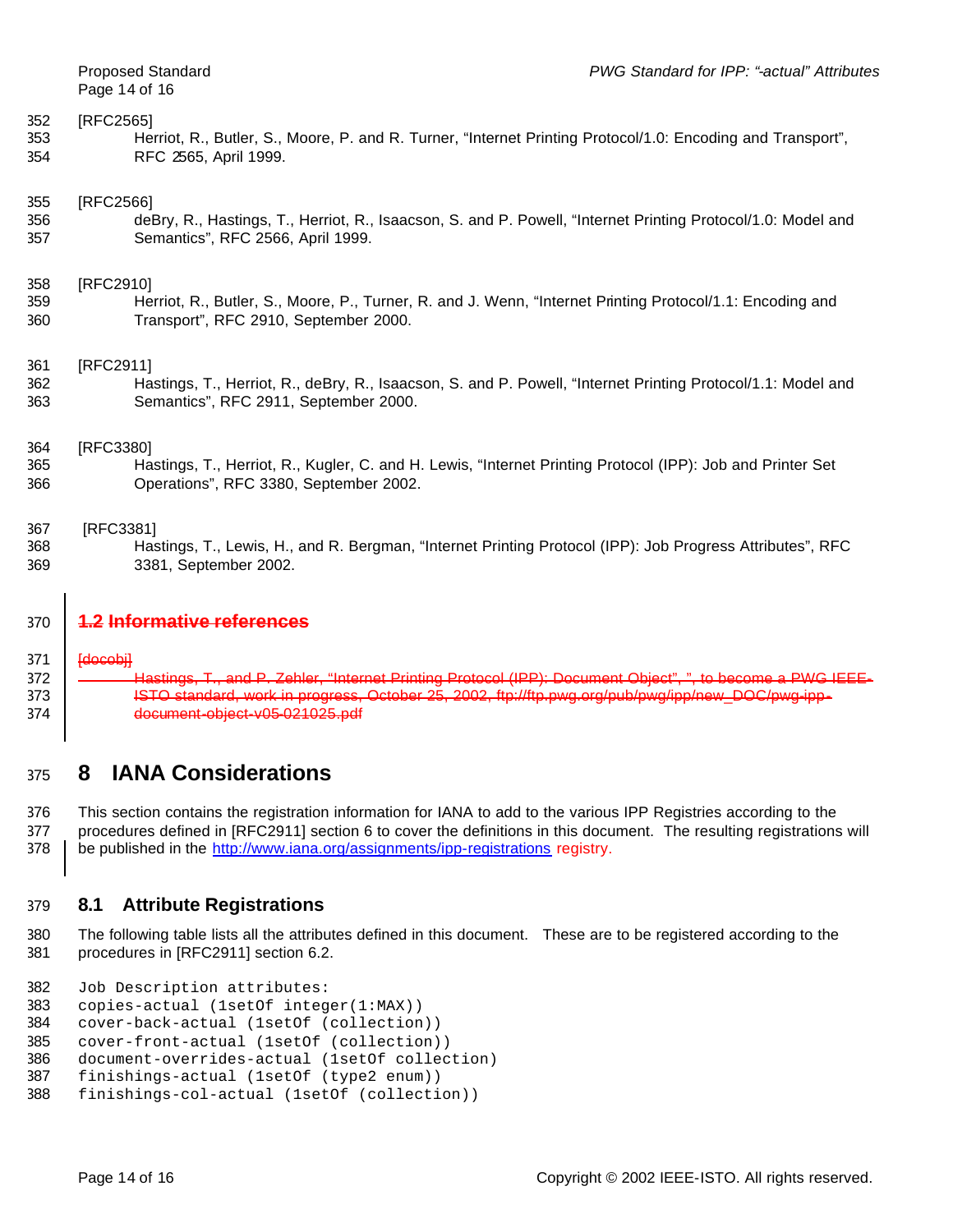[RFC2565]

Herriot, R., Butler, S., Moore, P. and R. Turner, “Internet Printing Protocol/1.0: Encoding and Transport”, RFC 2565, April 1999.

[RFC2566]

deBry, R., Hastings, T., Herriot, R., Isaacson, S. and P. Powell, “Internet Printing Protocol/1.0: Model and Semantics”, RFC 2566, April 1999.

[RFC2910]

Herriot, R., Butler, S., Moore, P., Turner, R. and J. Wenn, “Internet Printing Protocol/1.1: Encoding and Transport”, RFC 2910, September 2000.

[RFC2911]

Hastings, T., Herriot, R., deBry, R., Isaacson, S. and P. Powell, “Internet Printing Protocol/1.1: Model and Semantics”, RFC 2911, September 2000.

[RFC3380]

Hastings, T., Herriot, R., Kugler, C. and H. Lewis, “Internet Printing Protocol (IPP): Job and Printer Set Operations”, RFC 3380, September 2002.

[RFC3381]

Hastings, T., Lewis, H., and R. Bergman, “Internet Printing Protocol (IPP): Job Progress Attributes”, RFC 3381, September 2002.

### ~~1.2 Informative references~~

~~[docobj]~~

~~Hastings, T., and P. Zehler, “Internet Printing Protocol (IPP): Document Object”, ”, to become a PWG IEEE-ISTO standard, work in progress, October 25, 2002, ftp://ftp.pwg.org/pub/pwg/ipp/new_DOC/pwg-ipp-document-object-v05-021025.pdf~~

# 8 IANA Considerations

This section contains the registration information for IANA to add to the various IPP Registries according to the procedures defined in [RFC2911] section 6 to cover the definitions in this document. The resulting registrations will be published in the http://www.iana.org/assignments/ipp-registrations registry.

## 8.1 Attribute Registrations

The following table lists all the attributes defined in this document. These are to be registered according to the procedures in [RFC2911] section 6.2.

```
Job Description attributes:
copies-actual (1setOf integer(1:MAX))
cover-back-actual (1setOf (collection))
cover-front-actual (1setOf (collection))
document-overrides-actual (1setOf collection)
finishings-actual (1setOf (type2 enum))
finishings-col-actual (1setOf (collection))
```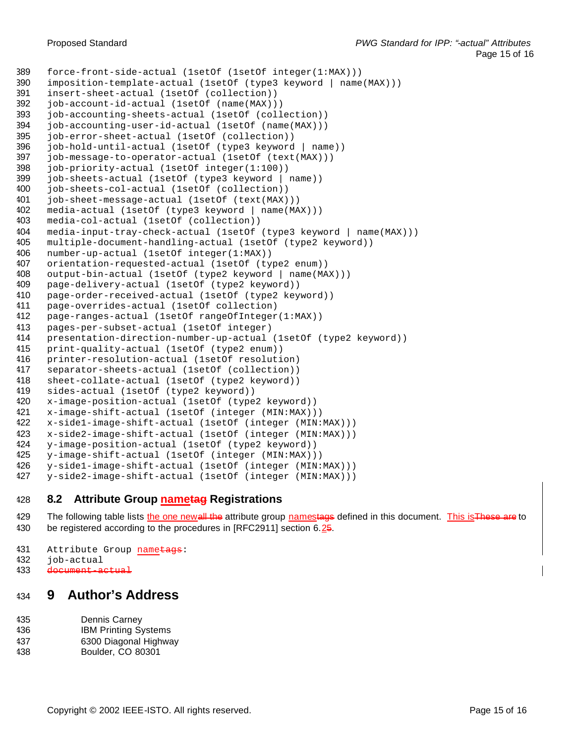```
force-front-side-actual (1setOf (1setOf integer(1:MAX)))
imposition-template-actual (1setOf (type3 keyword | name(MAX)))
insert-sheet-actual (1setOf (collection))
job-account-id-actual (1setOf (name(MAX)))
job-accounting-sheets-actual (1setOf (collection))
job-accounting-user-id-actual (1setOf (name(MAX)))
job-error-sheet-actual (1setOf (collection))
job-hold-until-actual (1setOf (type3 keyword | name))
job-message-to-operator-actual (1setOf (text(MAX)))
job-priority-actual (1setOf integer(1:100))
job-sheets-actual (1setOf (type3 keyword | name))
job-sheets-col-actual (1setOf (collection))
job-sheet-message-actual (1setOf (text(MAX)))
media-actual (1setOf (type3 keyword | name(MAX)))
media-col-actual (1setOf (collection))
media-input-tray-check-actual (1setOf (type3 keyword | name(MAX)))
multiple-document-handling-actual (1setOf (type2 keyword))
number-up-actual (1setOf integer(1:MAX))
orientation-requested-actual (1setOf (type2 enum))
output-bin-actual (1setOf (type2 keyword | name(MAX)))
page-delivery-actual (1setOf (type2 keyword))
page-order-received-actual (1setOf (type2 keyword))
page-overrides-actual (1setOf collection)
page-ranges-actual (1setOf rangeOfInteger(1:MAX))
pages-per-subset-actual (1setOf integer)
presentation-direction-number-up-actual (1setOf (type2 keyword))
print-quality-actual (1setOf (type2 enum))
printer-resolution-actual (1setOf resolution)
separator-sheets-actual (1setOf (collection))
sheet-collate-actual (1setOf (type2 keyword))
sides-actual (1setOf (type2 keyword))
x-image-position-actual (1setOf (type2 keyword))
x-image-shift-actual (1setOf (integer (MIN:MAX)))
x-side1-image-shift-actual (1setOf (integer (MIN:MAX)))
x-side2-image-shift-actual (1setOf (integer (MIN:MAX)))
y-image-position-actual (1setOf (type2 keyword))
y-image-shift-actual (1setOf (integer (MIN:MAX)))
y-side1-image-shift-actual (1setOf (integer (MIN:MAX)))
y-side2-image-shift-actual (1setOf (integer (MIN:MAX)))
```

## 8.2 Attribute Group <u>name</u>~~tag~~ Registrations

The following table lists <u>the one new</u>~~all the~~ attribute group <u>names</u>~~tags~~ defined in this document. <u>This is</u>~~These are~~ to be registered according to the procedures in [RFC2911] section 6.<u>2</u>~~5~~.

```
Attribute Group nametags:
job-actual
document-actual
```

# 9 Author's Address

Dennis Carney
IBM Printing Systems
6300 Diagonal Highway
Boulder, CO 80301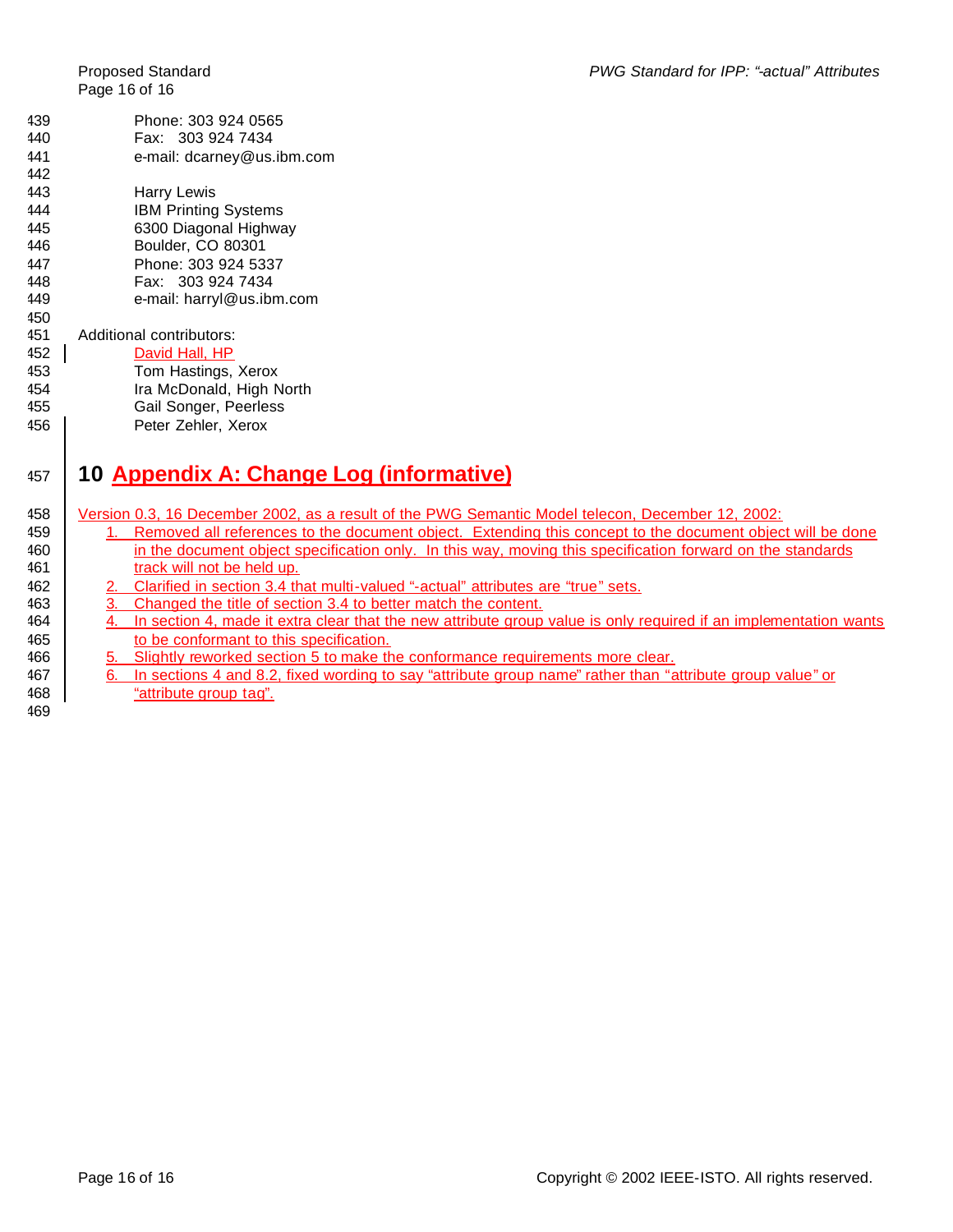Phone: 303 924 0565
Fax: 303 924 7434
e-mail: dcarney@us.ibm.com

Harry Lewis
IBM Printing Systems
6300 Diagonal Highway
Boulder, CO 80301
Phone: 303 924 5337
Fax: 303 924 7434
e-mail: harryl@us.ibm.com

Additional contributors:

David Hall, HP
Tom Hastings, Xerox
Ira McDonald, High North
Gail Songer, Peerless
Peter Zehler, Xerox

# 10 Appendix A: Change Log (informative)

Version 0.3, 16 December 2002, as a result of the PWG Semantic Model telecon, December 12, 2002:

1. Removed all references to the document object. Extending this concept to the document object will be done in the document object specification only. In this way, moving this specification forward on the standards track will not be held up.
2. Clarified in section 3.4 that multi-valued "-actual" attributes are "true" sets.
3. Changed the title of section 3.4 to better match the content.
4. In section 4, made it extra clear that the new attribute group value is only required if an implementation wants to be conformant to this specification.
5. Slightly reworked section 5 to make the conformance requirements more clear.
6. In sections 4 and 8.2, fixed wording to say "attribute group name" rather than "attribute group value" or "attribute group tag".